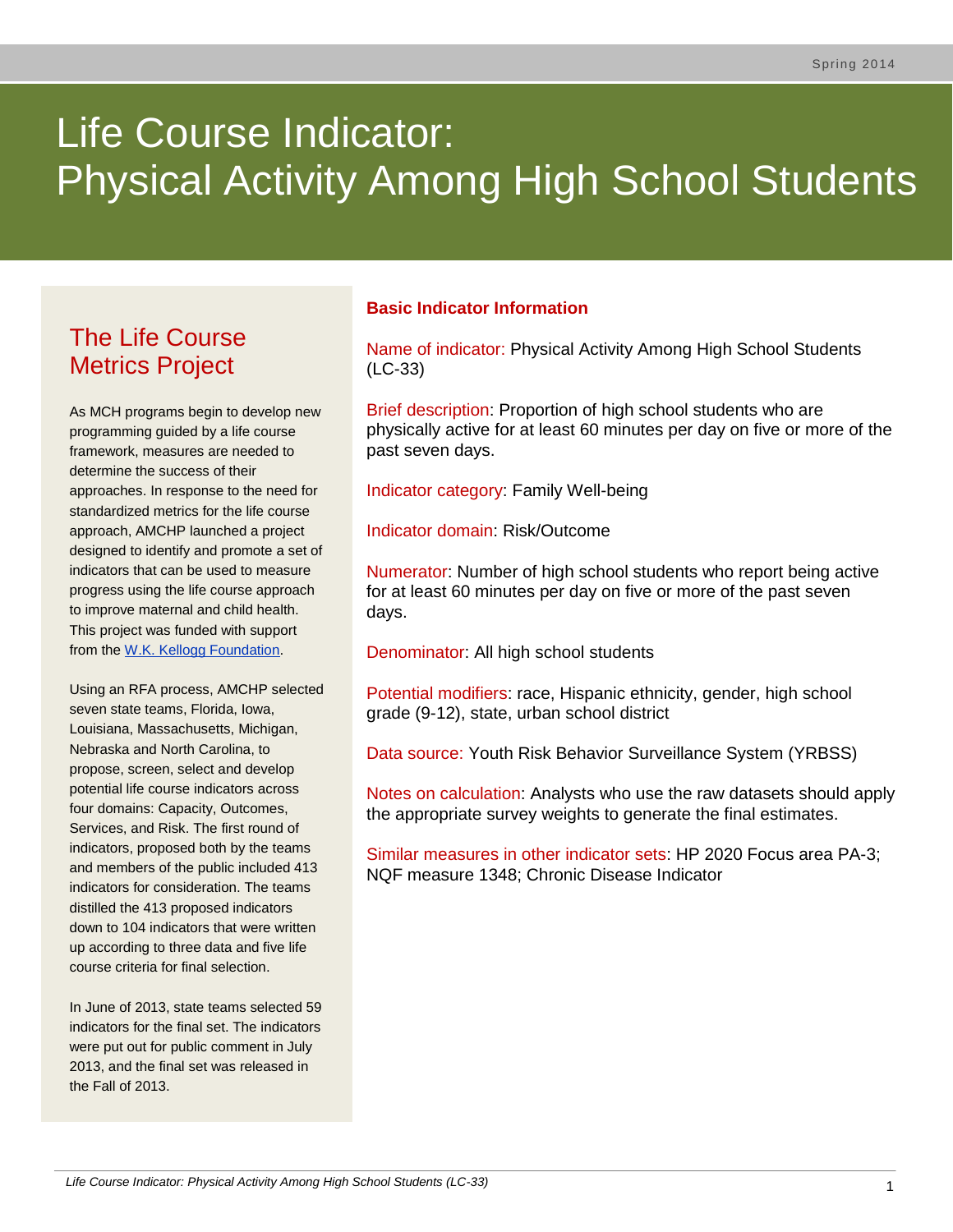# Life Course Indicator: Physical Activity Among High School Students

## The Life Course Metrics Project

As MCH programs begin to develop new programming guided by a life course framework, measures are needed to determine the success of their approaches. In response to the need for standardized metrics for the life course approach, AMCHP launched a project designed to identify and promote a set of indicators that can be used to measure progress using the life course approach to improve maternal and child health. This project was funded with support from the W.K. Kellogg Foundation.

Using an RFA process, AMCHP selected seven state teams, Florida, Iowa, Louisiana, Massachusetts, Michigan, Nebraska and North Carolina, to propose, screen, select and develop potential life course indicators across four domains: Capacity, Outcomes, Services, and Risk. The first round of indicators, proposed both by the teams and members of the public included 413 indicators for consideration. The teams distilled the 413 proposed indicators down to 104 indicators that were written up according to three data and five life course criteria for final selection.

In June of 2013, state teams selected 59 indicators for the final set. The indicators were put out for public comment in July 2013, and the final set was released in the Fall of 2013.

## Basic Indicator Information

Name of indicator: Physical Activity Among High School Students (LC-33)

Brief description: Proportion of high school students who are physically active for at least 60 minutes per day on five or more of the past seven days.

Indicator category: Family Well-being

Indicator domain: Risk/Outcome

Numerator: Number of high school students who report being active for at least 60 minutes per day on five or more of the past seven days.

Denominator: All high school students

Potential modifiers: race, Hispanic ethnicity, gender, high school grade (9-12), state, urban school district

Data source: Youth Risk Behavior Surveillance System (YRBSS)

Notes on calculation: Analysts who use the raw datasets should apply the appropriate survey weights to generate the final estimates.

Similar measures in other indicator sets: HP 2020 Focus area PA-3; NQF measure 1348; Chronic Disease Indicator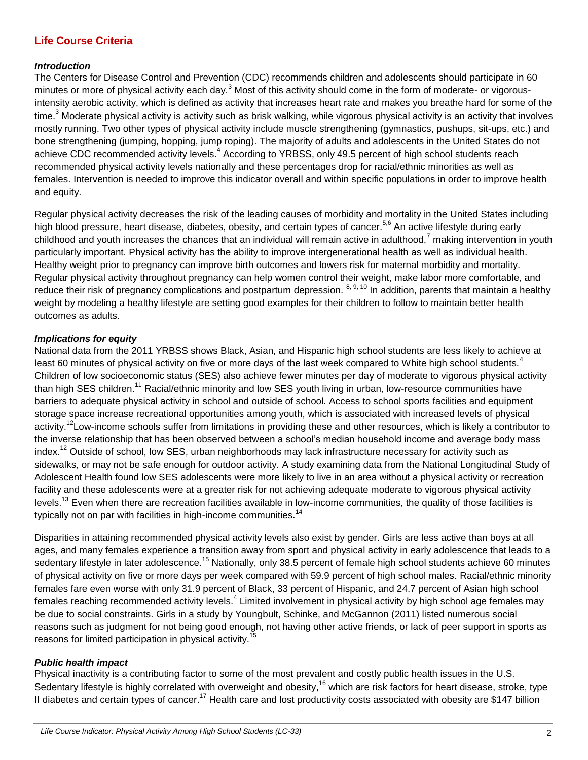## Life Course Criteria

### *Introduction*

The Centers for Disease Control and Prevention (CDC) recommends children and adolescents should participate in 60 minutes or more of physical activity each day.[3] Most of this activity should come in the form of moderate- or vigorous-intensity aerobic activity, which is defined as activity that increases heart rate and makes you breathe hard for some of the time.[3] Moderate physical activity is activity such as brisk walking, while vigorous physical activity is an activity that involves mostly running. Two other types of physical activity include muscle strengthening (gymnastics, pushups, sit-ups, etc.) and bone strengthening (jumping, hopping, jump roping). The majority of adults and adolescents in the United States do not achieve CDC recommended activity levels.[4] According to YRBSS, only 49.5 percent of high school students reach recommended physical activity levels nationally and these percentages drop for racial/ethnic minorities as well as females. Intervention is needed to improve this indicator overall and within specific populations in order to improve health and equity.

Regular physical activity decreases the risk of the leading causes of morbidity and mortality in the United States including high blood pressure, heart disease, diabetes, obesity, and certain types of cancer.[5,6] An active lifestyle during early childhood and youth increases the chances that an individual will remain active in adulthood,[7] making intervention in youth particularly important. Physical activity has the ability to improve intergenerational health as well as individual health. Healthy weight prior to pregnancy can improve birth outcomes and lowers risk for maternal morbidity and mortality. Regular physical activity throughout pregnancy can help women control their weight, make labor more comfortable, and reduce their risk of pregnancy complications and postpartum depression. [8, 9, 10] In addition, parents that maintain a healthy weight by modeling a healthy lifestyle are setting good examples for their children to follow to maintain better health outcomes as adults.

### *Implications for equity*

National data from the 2011 YRBSS shows Black, Asian, and Hispanic high school students are less likely to achieve at least 60 minutes of physical activity on five or more days of the last week compared to White high school students.[4] Children of low socioeconomic status (SES) also achieve fewer minutes per day of moderate to vigorous physical activity than high SES children.[11] Racial/ethnic minority and low SES youth living in urban, low-resource communities have barriers to adequate physical activity in school and outside of school. Access to school sports facilities and equipment storage space increase recreational opportunities among youth, which is associated with increased levels of physical activity.[12]Low-income schools suffer from limitations in providing these and other resources, which is likely a contributor to the inverse relationship that has been observed between a school's median household income and average body mass index.[12] Outside of school, low SES, urban neighborhoods may lack infrastructure necessary for activity such as sidewalks, or may not be safe enough for outdoor activity. A study examining data from the National Longitudinal Study of Adolescent Health found low SES adolescents were more likely to live in an area without a physical activity or recreation facility and these adolescents were at a greater risk for not achieving adequate moderate to vigorous physical activity levels.[13] Even when there are recreation facilities available in low-income communities, the quality of those facilities is typically not on par with facilities in high-income communities.[14]

Disparities in attaining recommended physical activity levels also exist by gender. Girls are less active than boys at all ages, and many females experience a transition away from sport and physical activity in early adolescence that leads to a sedentary lifestyle in later adolescence.[15] Nationally, only 38.5 percent of female high school students achieve 60 minutes of physical activity on five or more days per week compared with 59.9 percent of high school males. Racial/ethnic minority females fare even worse with only 31.9 percent of Black, 33 percent of Hispanic, and 24.7 percent of Asian high school females reaching recommended activity levels.[4] Limited involvement in physical activity by high school age females may be due to social constraints. Girls in a study by Youngbult, Schinke, and McGannon (2011) listed numerous social reasons such as judgment for not being good enough, not having other active friends, or lack of peer support in sports as reasons for limited participation in physical activity.[15]

### *Public health impact*

Physical inactivity is a contributing factor to some of the most prevalent and costly public health issues in the U.S. Sedentary lifestyle is highly correlated with overweight and obesity,[16] which are risk factors for heart disease, stroke, type II diabetes and certain types of cancer.[17] Health care and lost productivity costs associated with obesity are $147 billion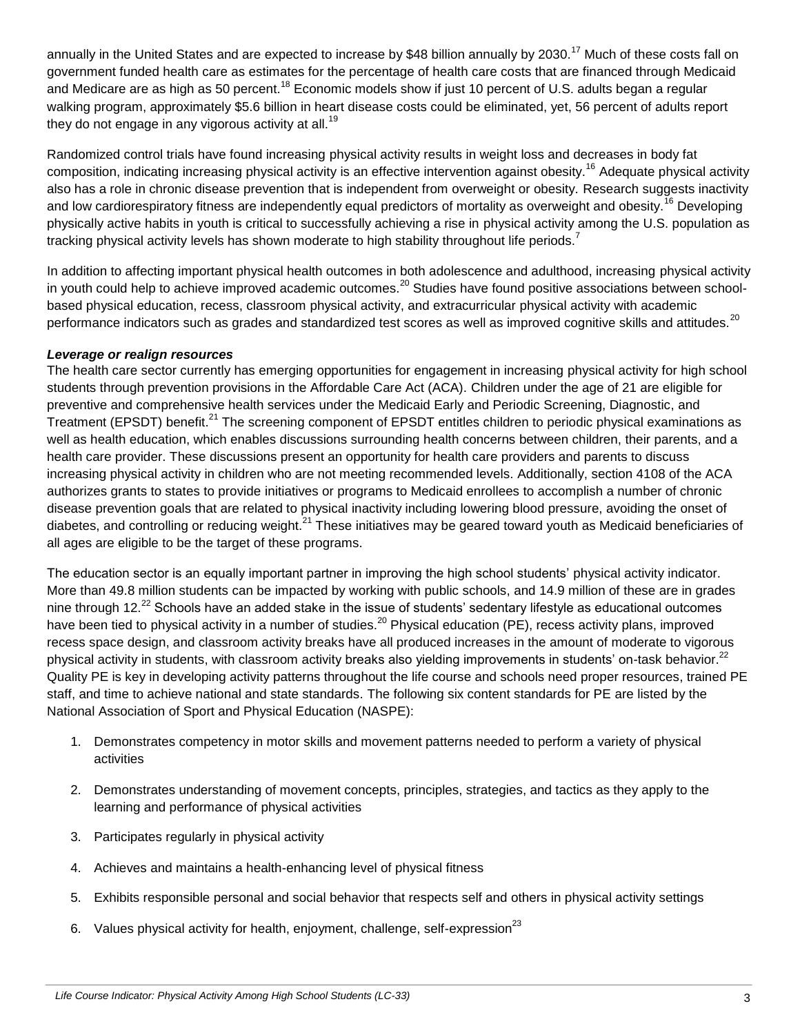annually in the United States and are expected to increase by $48 billion annually by 2030.[17] Much of these costs fall on government funded health care as estimates for the percentage of health care costs that are financed through Medicaid and Medicare are as high as 50 percent.[18] Economic models show if just 10 percent of U.S. adults began a regular walking program, approximately $5.6 billion in heart disease costs could be eliminated, yet, 56 percent of adults report they do not engage in any vigorous activity at all.[19]

Randomized control trials have found increasing physical activity results in weight loss and decreases in body fat composition, indicating increasing physical activity is an effective intervention against obesity.[16] Adequate physical activity also has a role in chronic disease prevention that is independent from overweight or obesity. Research suggests inactivity and low cardiorespiratory fitness are independently equal predictors of mortality as overweight and obesity.[16] Developing physically active habits in youth is critical to successfully achieving a rise in physical activity among the U.S. population as tracking physical activity levels has shown moderate to high stability throughout life periods.[7]

In addition to affecting important physical health outcomes in both adolescence and adulthood, increasing physical activity in youth could help to achieve improved academic outcomes.[20] Studies have found positive associations between school-based physical education, recess, classroom physical activity, and extracurricular physical activity with academic performance indicators such as grades and standardized test scores as well as improved cognitive skills and attitudes.[20]

***Leverage or realign resources***

The health care sector currently has emerging opportunities for engagement in increasing physical activity for high school students through prevention provisions in the Affordable Care Act (ACA). Children under the age of 21 are eligible for preventive and comprehensive health services under the Medicaid Early and Periodic Screening, Diagnostic, and Treatment (EPSDT) benefit.[21] The screening component of EPSDT entitles children to periodic physical examinations as well as health education, which enables discussions surrounding health concerns between children, their parents, and a health care provider. These discussions present an opportunity for health care providers and parents to discuss increasing physical activity in children who are not meeting recommended levels. Additionally, section 4108 of the ACA authorizes grants to states to provide initiatives or programs to Medicaid enrollees to accomplish a number of chronic disease prevention goals that are related to physical inactivity including lowering blood pressure, avoiding the onset of diabetes, and controlling or reducing weight.[21] These initiatives may be geared toward youth as Medicaid beneficiaries of all ages are eligible to be the target of these programs.

The education sector is an equally important partner in improving the high school students' physical activity indicator. More than 49.8 million students can be impacted by working with public schools, and 14.9 million of these are in grades nine through 12.[22] Schools have an added stake in the issue of students' sedentary lifestyle as educational outcomes have been tied to physical activity in a number of studies.[20] Physical education (PE), recess activity plans, improved recess space design, and classroom activity breaks have all produced increases in the amount of moderate to vigorous physical activity in students, with classroom activity breaks also yielding improvements in students' on-task behavior.[22] Quality PE is key in developing activity patterns throughout the life course and schools need proper resources, trained PE staff, and time to achieve national and state standards. The following six content standards for PE are listed by the National Association of Sport and Physical Education (NASPE):

1. Demonstrates competency in motor skills and movement patterns needed to perform a variety of physical activities
2. Demonstrates understanding of movement concepts, principles, strategies, and tactics as they apply to the learning and performance of physical activities
3. Participates regularly in physical activity
4. Achieves and maintains a health-enhancing level of physical fitness
5. Exhibits responsible personal and social behavior that respects self and others in physical activity settings
6. Values physical activity for health, enjoyment, challenge, self-expression[23]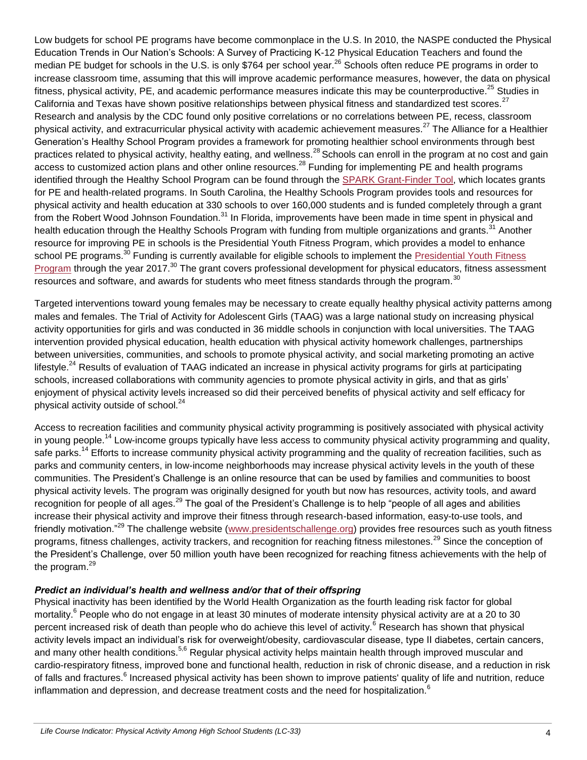Low budgets for school PE programs have become commonplace in the U.S. In 2010, the NASPE conducted the Physical Education Trends in Our Nation's Schools: A Survey of Practicing K-12 Physical Education Teachers and found the median PE budget for schools in the U.S. is only $764 per school year.[26] Schools often reduce PE programs in order to increase classroom time, assuming that this will improve academic performance measures, however, the data on physical fitness, physical activity, PE, and academic performance measures indicate this may be counterproductive.[25] Studies in California and Texas have shown positive relationships between physical fitness and standardized test scores.[27] Research and analysis by the CDC found only positive correlations or no correlations between PE, recess, classroom physical activity, and extracurricular physical activity with academic achievement measures.[27] The Alliance for a Healthier Generation's Healthy School Program provides a framework for promoting healthier school environments through best practices related to physical activity, healthy eating, and wellness.[28] Schools can enroll in the program at no cost and gain access to customized action plans and other online resources.[28] Funding for implementing PE and health programs identified through the Healthy School Program can be found through the SPARK Grant-Finder Tool, which locates grants for PE and health-related programs. In South Carolina, the Healthy Schools Program provides tools and resources for physical activity and health education at 330 schools to over 160,000 students and is funded completely through a grant from the Robert Wood Johnson Foundation.[31] In Florida, improvements have been made in time spent in physical and health education through the Healthy Schools Program with funding from multiple organizations and grants.[31] Another resource for improving PE in schools is the Presidential Youth Fitness Program, which provides a model to enhance school PE programs.[30] Funding is currently available for eligible schools to implement the Presidential Youth Fitness Program through the year 2017.[30] The grant covers professional development for physical educators, fitness assessment resources and software, and awards for students who meet fitness standards through the program.[30]

Targeted interventions toward young females may be necessary to create equally healthy physical activity patterns among males and females. The Trial of Activity for Adolescent Girls (TAAG) was a large national study on increasing physical activity opportunities for girls and was conducted in 36 middle schools in conjunction with local universities. The TAAG intervention provided physical education, health education with physical activity homework challenges, partnerships between universities, communities, and schools to promote physical activity, and social marketing promoting an active lifestyle.[24] Results of evaluation of TAAG indicated an increase in physical activity programs for girls at participating schools, increased collaborations with community agencies to promote physical activity in girls, and that as girls' enjoyment of physical activity levels increased so did their perceived benefits of physical activity and self efficacy for physical activity outside of school.[24]

Access to recreation facilities and community physical activity programming is positively associated with physical activity in young people.[14] Low-income groups typically have less access to community physical activity programming and quality, safe parks.[14] Efforts to increase community physical activity programming and the quality of recreation facilities, such as parks and community centers, in low-income neighborhoods may increase physical activity levels in the youth of these communities. The President's Challenge is an online resource that can be used by families and communities to boost physical activity levels. The program was originally designed for youth but now has resources, activity tools, and award recognition for people of all ages.[29] The goal of the President's Challenge is to help "people of all ages and abilities increase their physical activity and improve their fitness through research-based information, easy-to-use tools, and friendly motivation."[29] The challenge website (www.presidentschallenge.org) provides free resources such as youth fitness programs, fitness challenges, activity trackers, and recognition for reaching fitness milestones.[29] Since the conception of the President's Challenge, over 50 million youth have been recognized for reaching fitness achievements with the help of the program.[29]

### *Predict an individual's health and wellness and/or that of their offspring*

Physical inactivity has been identified by the World Health Organization as the fourth leading risk factor for global mortality.[6] People who do not engage in at least 30 minutes of moderate intensity physical activity are at a 20 to 30 percent increased risk of death than people who do achieve this level of activity.[6] Research has shown that physical activity levels impact an individual's risk for overweight/obesity, cardiovascular disease, type II diabetes, certain cancers, and many other health conditions.[5,6] Regular physical activity helps maintain health through improved muscular and cardio-respiratory fitness, improved bone and functional health, reduction in risk of chronic disease, and a reduction in risk of falls and fractures.[6] Increased physical activity has been shown to improve patients' quality of life and nutrition, reduce inflammation and depression, and decrease treatment costs and the need for hospitalization.[6]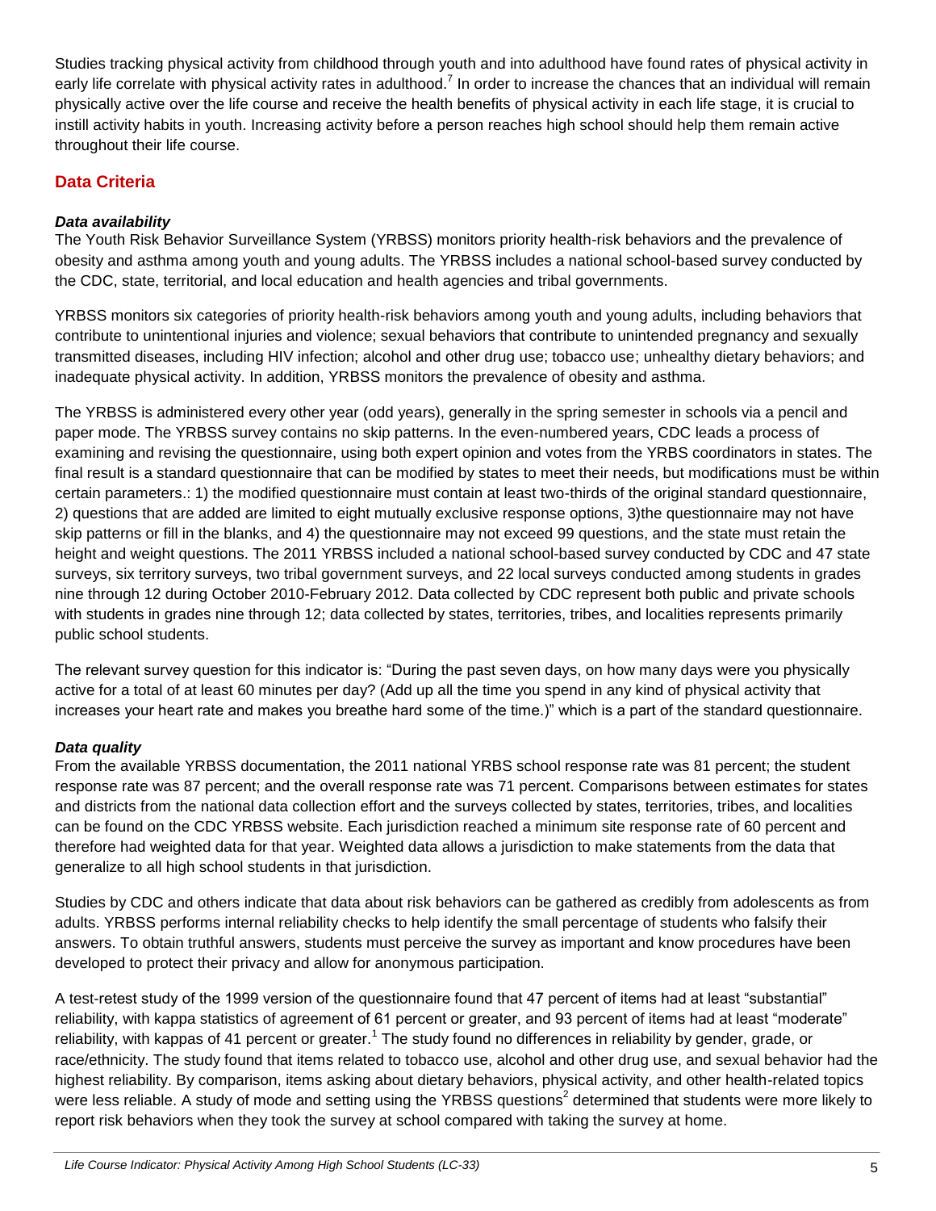Studies tracking physical activity from childhood through youth and into adulthood have found rates of physical activity in early life correlate with physical activity rates in adulthood.[7] In order to increase the chances that an individual will remain physically active over the life course and receive the health benefits of physical activity in each life stage, it is crucial to instill activity habits in youth. Increasing activity before a person reaches high school should help them remain active throughout their life course.

## Data Criteria

### *Data availability*

The Youth Risk Behavior Surveillance System (YRBSS) monitors priority health-risk behaviors and the prevalence of obesity and asthma among youth and young adults. The YRBSS includes a national school-based survey conducted by the CDC, state, territorial, and local education and health agencies and tribal governments.

YRBSS monitors six categories of priority health-risk behaviors among youth and young adults, including behaviors that contribute to unintentional injuries and violence; sexual behaviors that contribute to unintended pregnancy and sexually transmitted diseases, including HIV infection; alcohol and other drug use; tobacco use; unhealthy dietary behaviors; and inadequate physical activity. In addition, YRBSS monitors the prevalence of obesity and asthma.

The YRBSS is administered every other year (odd years), generally in the spring semester in schools via a pencil and paper mode. The YRBSS survey contains no skip patterns. In the even-numbered years, CDC leads a process of examining and revising the questionnaire, using both expert opinion and votes from the YRBS coordinators in states. The final result is a standard questionnaire that can be modified by states to meet their needs, but modifications must be within certain parameters.: 1) the modified questionnaire must contain at least two-thirds of the original standard questionnaire, 2) questions that are added are limited to eight mutually exclusive response options, 3)the questionnaire may not have skip patterns or fill in the blanks, and 4) the questionnaire may not exceed 99 questions, and the state must retain the height and weight questions. The 2011 YRBSS included a national school-based survey conducted by CDC and 47 state surveys, six territory surveys, two tribal government surveys, and 22 local surveys conducted among students in grades nine through 12 during October 2010-February 2012. Data collected by CDC represent both public and private schools with students in grades nine through 12; data collected by states, territories, tribes, and localities represents primarily public school students.

The relevant survey question for this indicator is: "During the past seven days, on how many days were you physically active for a total of at least 60 minutes per day? (Add up all the time you spend in any kind of physical activity that increases your heart rate and makes you breathe hard some of the time.)" which is a part of the standard questionnaire.

### *Data quality*

From the available YRBSS documentation, the 2011 national YRBS school response rate was 81 percent; the student response rate was 87 percent; and the overall response rate was 71 percent. Comparisons between estimates for states and districts from the national data collection effort and the surveys collected by states, territories, tribes, and localities can be found on the CDC YRBSS website. Each jurisdiction reached a minimum site response rate of 60 percent and therefore had weighted data for that year. Weighted data allows a jurisdiction to make statements from the data that generalize to all high school students in that jurisdiction.

Studies by CDC and others indicate that data about risk behaviors can be gathered as credibly from adolescents as from adults. YRBSS performs internal reliability checks to help identify the small percentage of students who falsify their answers. To obtain truthful answers, students must perceive the survey as important and know procedures have been developed to protect their privacy and allow for anonymous participation.

A test-retest study of the 1999 version of the questionnaire found that 47 percent of items had at least "substantial" reliability, with kappa statistics of agreement of 61 percent or greater, and 93 percent of items had at least "moderate" reliability, with kappas of 41 percent or greater.[1] The study found no differences in reliability by gender, grade, or race/ethnicity. The study found that items related to tobacco use, alcohol and other drug use, and sexual behavior had the highest reliability. By comparison, items asking about dietary behaviors, physical activity, and other health-related topics were less reliable. A study of mode and setting using the YRBSS questions[2] determined that students were more likely to report risk behaviors when they took the survey at school compared with taking the survey at home.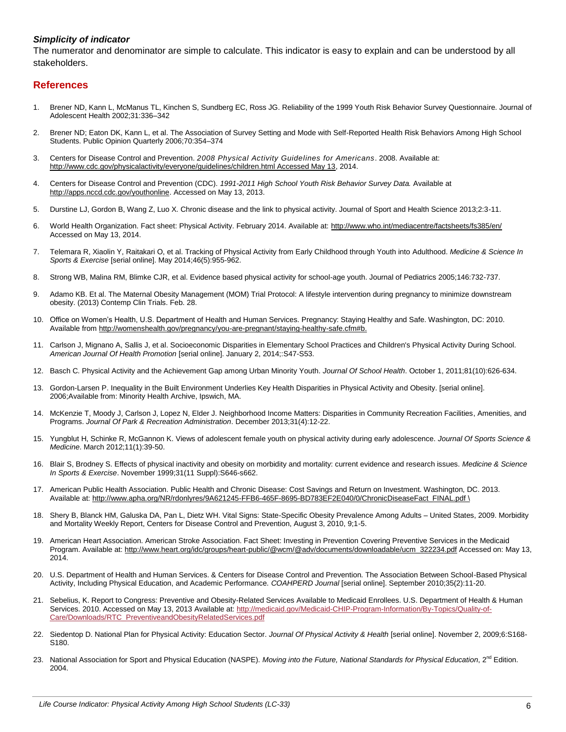### *Simplicity of indicator*

The numerator and denominator are simple to calculate. This indicator is easy to explain and can be understood by all stakeholders.

## References

1. Brener ND, Kann L, McManus TL, Kinchen S, Sundberg EC, Ross JG. Reliability of the 1999 Youth Risk Behavior Survey Questionnaire. Journal of Adolescent Health 2002;31:336–342
2. Brener ND; Eaton DK, Kann L, et al. The Association of Survey Setting and Mode with Self-Reported Health Risk Behaviors Among High School Students. Public Opinion Quarterly 2006;70:354–374
3. Centers for Disease Control and Prevention. *2008 Physical Activity Guidelines for Americans*. 2008. Available at: http://www.cdc.gov/physicalactivity/everyone/guidelines/children.html Accessed May 13, 2014.
4. Centers for Disease Control and Prevention (CDC). *1991-2011 High School Youth Risk Behavior Survey Data.* Available at http://apps.nccd.cdc.gov/youthonline. Accessed on May 13, 2013.
5. Durstine LJ, Gordon B, Wang Z, Luo X. Chronic disease and the link to physical activity. Journal of Sport and Health Science 2013;2:3-11.
6. World Health Organization. Fact sheet: Physical Activity. February 2014. Available at: http://www.who.int/mediacentre/factsheets/fs385/en/ Accessed on May 13, 2014.
7. Telemara R, Xiaolin Y, Raitakari O, et al. Tracking of Physical Activity from Early Childhood through Youth into Adulthood. *Medicine & Science In Sports & Exercise* [serial online]. May 2014;46(5):955-962.
8. Strong WB, Malina RM, Blimke CJR, et al. Evidence based physical activity for school-age youth. Journal of Pediatrics 2005;146:732-737.
9. Adamo KB. Et al. The Maternal Obesity Management (MOM) Trial Protocol: A lifestyle intervention during pregnancy to minimize downstream obesity. (2013) Contemp Clin Trials. Feb. 28.
10. Office on Women's Health, U.S. Department of Health and Human Services. Pregnancy: Staying Healthy and Safe. Washington, DC: 2010. Available from http://womenshealth.gov/pregnancy/you-are-pregnant/staying-healthy-safe.cfm#b.
11. Carlson J, Mignano A, Sallis J, et al. Socioeconomic Disparities in Elementary School Practices and Children's Physical Activity During School. *American Journal Of Health Promotion* [serial online]. January 2, 2014;:S47-S53.
12. Basch C. Physical Activity and the Achievement Gap among Urban Minority Youth. *Journal Of School Health*. October 1, 2011;81(10):626-634.
13. Gordon-Larsen P. Inequality in the Built Environment Underlies Key Health Disparities in Physical Activity and Obesity. [serial online]. 2006;Available from: Minority Health Archive, Ipswich, MA.
14. McKenzie T, Moody J, Carlson J, Lopez N, Elder J. Neighborhood Income Matters: Disparities in Community Recreation Facilities, Amenities, and Programs. *Journal Of Park & Recreation Administration*. December 2013;31(4):12-22.
15. Yungblut H, Schinke R, McGannon K. Views of adolescent female youth on physical activity during early adolescence. *Journal Of Sports Science & Medicine*. March 2012;11(1):39-50.
16. Blair S, Brodney S. Effects of physical inactivity and obesity on morbidity and mortality: current evidence and research issues. *Medicine & Science In Sports & Exercise*. November 1999;31(11 Suppl):S646-s662.
17. American Public Health Association. Public Health and Chronic Disease: Cost Savings and Return on Investment. Washington, DC. 2013. Available at: http://www.apha.org/NR/rdonlyres/9A621245-FFB6-465F-8695-BD783EF2E040/0/ChronicDiseaseFact_FINAL.pdf \
18. Shery B, Blanck HM, Galuska DA, Pan L, Dietz WH. Vital Signs: State-Specific Obesity Prevalence Among Adults – United States, 2009. Morbidity and Mortality Weekly Report, Centers for Disease Control and Prevention, August 3, 2010, 9;1-5.
19. American Heart Association. American Stroke Association. Fact Sheet: Investing in Prevention Covering Preventive Services in the Medicaid Program. Available at: http://www.heart.org/idc/groups/heart-public/@wcm/@adv/documents/downloadable/ucm_322234.pdf Accessed on: May 13, 2014.
20. U.S. Department of Health and Human Services. & Centers for Disease Control and Prevention. The Association Between School-Based Physical Activity, Including Physical Education, and Academic Performance. *COAHPERD Journal* [serial online]. September 2010;35(2):11-20.
21. Sebelius, K. Report to Congress: Preventive and Obesity-Related Services Available to Medicaid Enrollees. U.S. Department of Health & Human Services. 2010. Accessed on May 13, 2013 Available at: http://medicaid.gov/Medicaid-CHIP-Program-Information/By-Topics/Quality-of-Care/Downloads/RTC_PreventiveandObesityRelatedServices.pdf
22. Siedentop D. National Plan for Physical Activity: Education Sector. *Journal Of Physical Activity & Health* [serial online]. November 2, 2009;6:S168-S180.
23. National Association for Sport and Physical Education (NASPE). *Moving into the Future, National Standards for Physical Education*, 2nd Edition. 2004.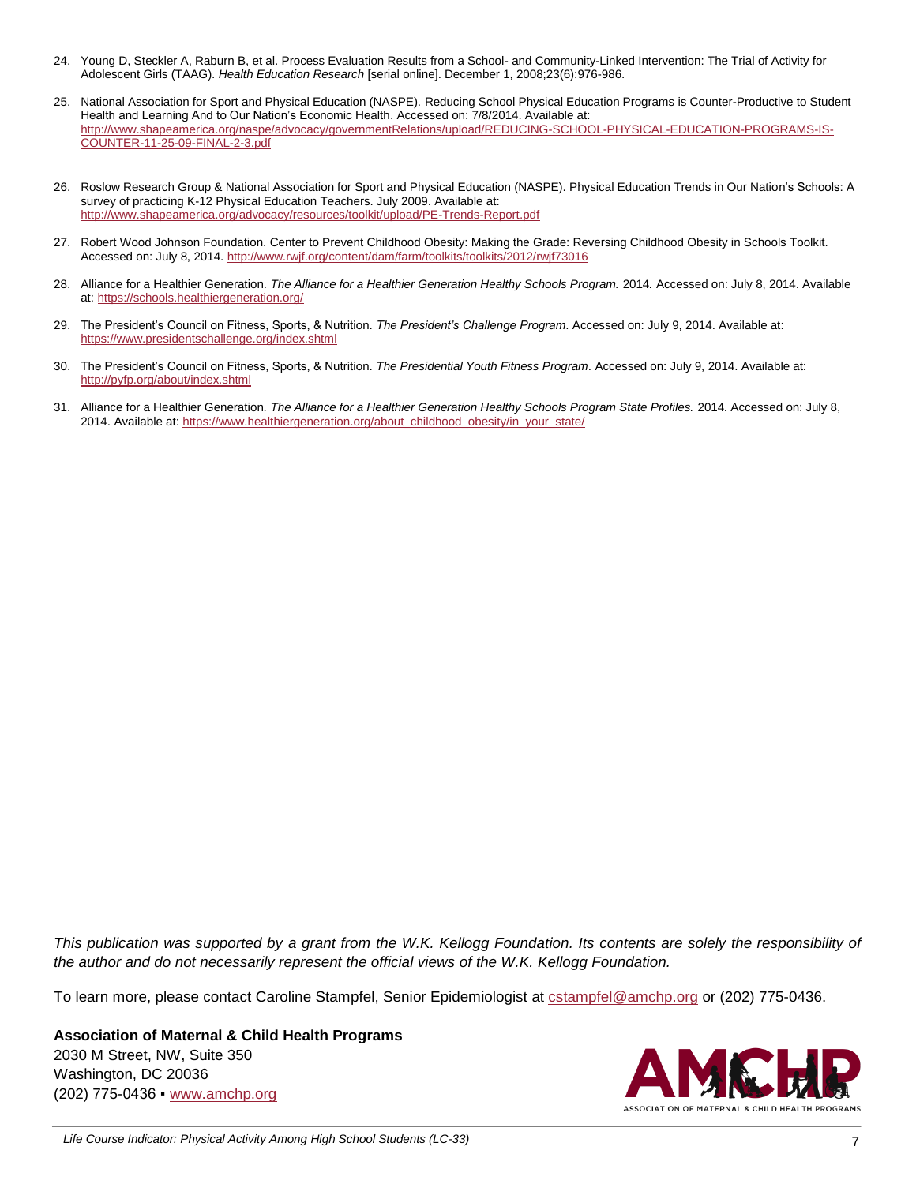24. Young D, Steckler A, Raburn B, et al. Process Evaluation Results from a School- and Community-Linked Intervention: The Trial of Activity for Adolescent Girls (TAAG). *Health Education Research* [serial online]. December 1, 2008;23(6):976-986.

25. National Association for Sport and Physical Education (NASPE). Reducing School Physical Education Programs is Counter-Productive to Student Health and Learning And to Our Nation's Economic Health. Accessed on: 7/8/2014. Available at: http://www.shapeamerica.org/naspe/advocacy/governmentRelations/upload/REDUCING-SCHOOL-PHYSICAL-EDUCATION-PROGRAMS-IS-COUNTER-11-25-09-FINAL-2-3.pdf

26. Roslow Research Group & National Association for Sport and Physical Education (NASPE). Physical Education Trends in Our Nation's Schools: A survey of practicing K-12 Physical Education Teachers. July 2009. Available at: http://www.shapeamerica.org/advocacy/resources/toolkit/upload/PE-Trends-Report.pdf

27. Robert Wood Johnson Foundation. Center to Prevent Childhood Obesity: Making the Grade: Reversing Childhood Obesity in Schools Toolkit. Accessed on: July 8, 2014. http://www.rwjf.org/content/dam/farm/toolkits/toolkits/2012/rwjf73016

28. Alliance for a Healthier Generation. *The Alliance for a Healthier Generation Healthy Schools Program.* 2014. Accessed on: July 8, 2014. Available at: https://schools.healthiergeneration.org/

29. The President's Council on Fitness, Sports, & Nutrition. *The President's Challenge Program*. Accessed on: July 9, 2014. Available at: https://www.presidentschallenge.org/index.shtml

30. The President's Council on Fitness, Sports, & Nutrition. *The Presidential Youth Fitness Program*. Accessed on: July 9, 2014. Available at: http://pyfp.org/about/index.shtml

31. Alliance for a Healthier Generation. *The Alliance for a Healthier Generation Healthy Schools Program State Profiles.* 2014. Accessed on: July 8, 2014. Available at: https://www.healthiergeneration.org/about_childhood_obesity/in_your_state/

*This publication was supported by a grant from the W.K. Kellogg Foundation. Its contents are solely the responsibility of the author and do not necessarily represent the official views of the W.K. Kellogg Foundation.*

To learn more, please contact Caroline Stampfel, Senior Epidemiologist at cstampfel@amchp.org or (202) 775-0436.

**Association of Maternal & Child Health Programs**
2030 M Street, NW, Suite 350
Washington, DC 20036
(202) 775-0436 ▪ www.amchp.org

AMCHP
ASSOCIATION OF MATERNAL & CHILD HEALTH PROGRAMS